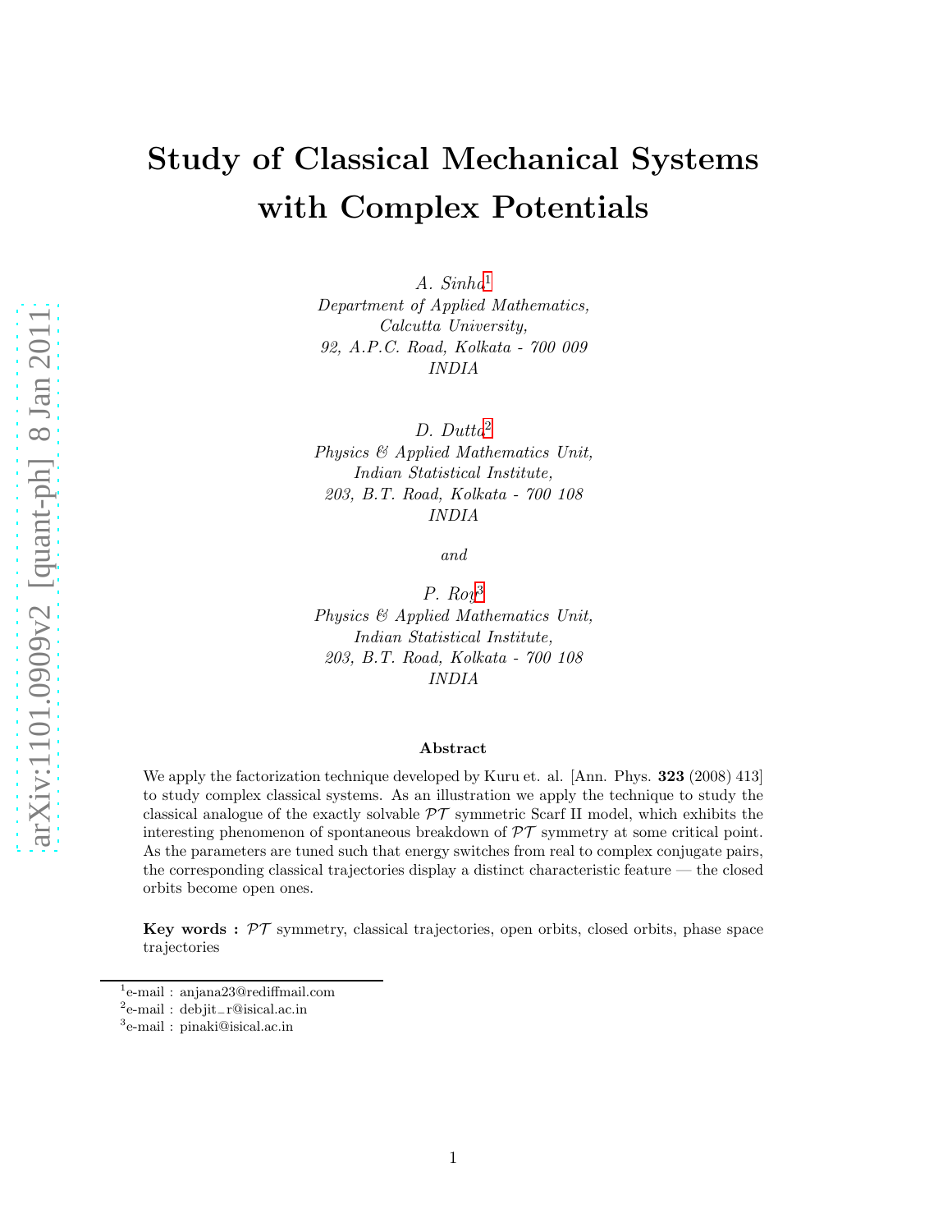# Study of Classical Mechanical Systems with Complex Potentials

*A. Sinha*[1]
*Department of Applied Mathematics,*
*Calcutta University,*
*92, A.P.C. Road, Kolkata - 700 009*
*INDIA*

*D. Dutta*[2]
*Physics & Applied Mathematics Unit,*
*Indian Statistical Institute,*
*203, B.T. Road, Kolkata - 700 108*
*INDIA*

*and*

*P. Roy*[3]
*Physics & Applied Mathematics Unit,*
*Indian Statistical Institute,*
*203, B.T. Road, Kolkata - 700 108*
*INDIA*

### Abstract

We apply the factorization technique developed by Kuru et. al. [Ann. Phys. **323** (2008) 413] to study complex classical systems. As an illustration we apply the technique to study the classical analogue of the exactly solvable $\mathcal{PT}$ symmetric Scarf II model, which exhibits the interesting phenomenon of spontaneous breakdown of $\mathcal{PT}$ symmetry at some critical point. As the parameters are tuned such that energy switches from real to complex conjugate pairs, the corresponding classical trajectories display a distinct characteristic feature — the closed orbits become open ones.

**Key words :** $\mathcal{PT}$ symmetry, classical trajectories, open orbits, closed orbits, phase space trajectories

---

[1] e-mail : anjana23@rediffmail.com
[2] e-mail : debjit_r@isical.ac.in
[3] e-mail : pinaki@isical.ac.in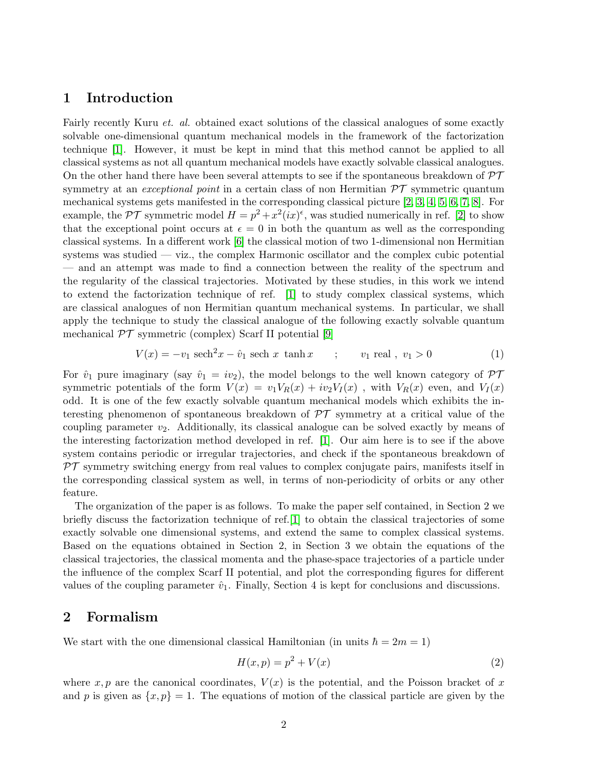## 1 Introduction

Fairly recently Kuru *et. al.* obtained exact solutions of the classical analogues of some exactly solvable one-dimensional quantum mechanical models in the framework of the factorization technique [1]. However, it must be kept in mind that this method cannot be applied to all classical systems as not all quantum mechanical models have exactly solvable classical analogues. On the other hand there have been several attempts to see if the spontaneous breakdown of $\mathcal{PT}$ symmetry at an *exceptional point* in a certain class of non Hermitian $\mathcal{PT}$ symmetric quantum mechanical systems gets manifested in the corresponding classical picture [2, 3, 4, 5, 6, 7, 8]. For example, the $\mathcal{PT}$ symmetric model $H = p^2 + x^2(ix)^\epsilon$, was studied numerically in ref. [2] to show that the exceptional point occurs at $\epsilon = 0$ in both the quantum as well as the corresponding classical systems. In a different work [6] the classical motion of two 1-dimensional non Hermitian systems was studied — viz., the complex Harmonic oscillator and the complex cubic potential — and an attempt was made to find a connection between the reality of the spectrum and the regularity of the classical trajectories. Motivated by these studies, in this work we intend to extend the factorization technique of ref. [1] to study complex classical systems, which are classical analogues of non Hermitian quantum mechanical systems. In particular, we shall apply the technique to study the classical analogue of the following exactly solvable quantum mechanical $\mathcal{PT}$ symmetric (complex) Scarf II potential [9]

$$V(x) = -v_1 \,\mathrm{sech}^2 x - \hat{v}_1 \,\mathrm{sech}\, x \,\tanh x \qquad ; \qquad v_1 \text{ real} \ , \ v_1 > 0 \tag{1}$$

For $\hat{v}_1$ pure imaginary (say $\hat{v}_1 = iv_2$), the model belongs to the well known category of $\mathcal{PT}$ symmetric potentials of the form $V(x) = v_1 V_R(x) + iv_2 V_I(x)$ , with $V_R(x)$ even, and $V_I(x)$ odd. It is one of the few exactly solvable quantum mechanical models which exhibits the interesting phenomenon of spontaneous breakdown of $\mathcal{PT}$ symmetry at a critical value of the coupling parameter $v_2$. Additionally, its classical analogue can be solved exactly by means of the interesting factorization method developed in ref. [1]. Our aim here is to see if the above system contains periodic or irregular trajectories, and check if the spontaneous breakdown of $\mathcal{PT}$ symmetry switching energy from real values to complex conjugate pairs, manifests itself in the corresponding classical system as well, in terms of non-periodicity of orbits or any other feature.

The organization of the paper is as follows. To make the paper self contained, in Section 2 we briefly discuss the factorization technique of ref. [1] to obtain the classical trajectories of some exactly solvable one dimensional systems, and extend the same to complex classical systems. Based on the equations obtained in Section 2, in Section 3 we obtain the equations of the classical trajectories, the classical momenta and the phase-space trajectories of a particle under the influence of the complex Scarf II potential, and plot the corresponding figures for different values of the coupling parameter $\hat{v}_1$. Finally, Section 4 is kept for conclusions and discussions.

## 2 Formalism

We start with the one dimensional classical Hamiltonian (in units $\hbar = 2m = 1$)

$$H(x, p) = p^2 + V(x) \tag{2}$$

where $x, p$ are the canonical coordinates, $V(x)$ is the potential, and the Poisson bracket of $x$ and $p$ is given as $\{x, p\} = 1$. The equations of motion of the classical particle are given by the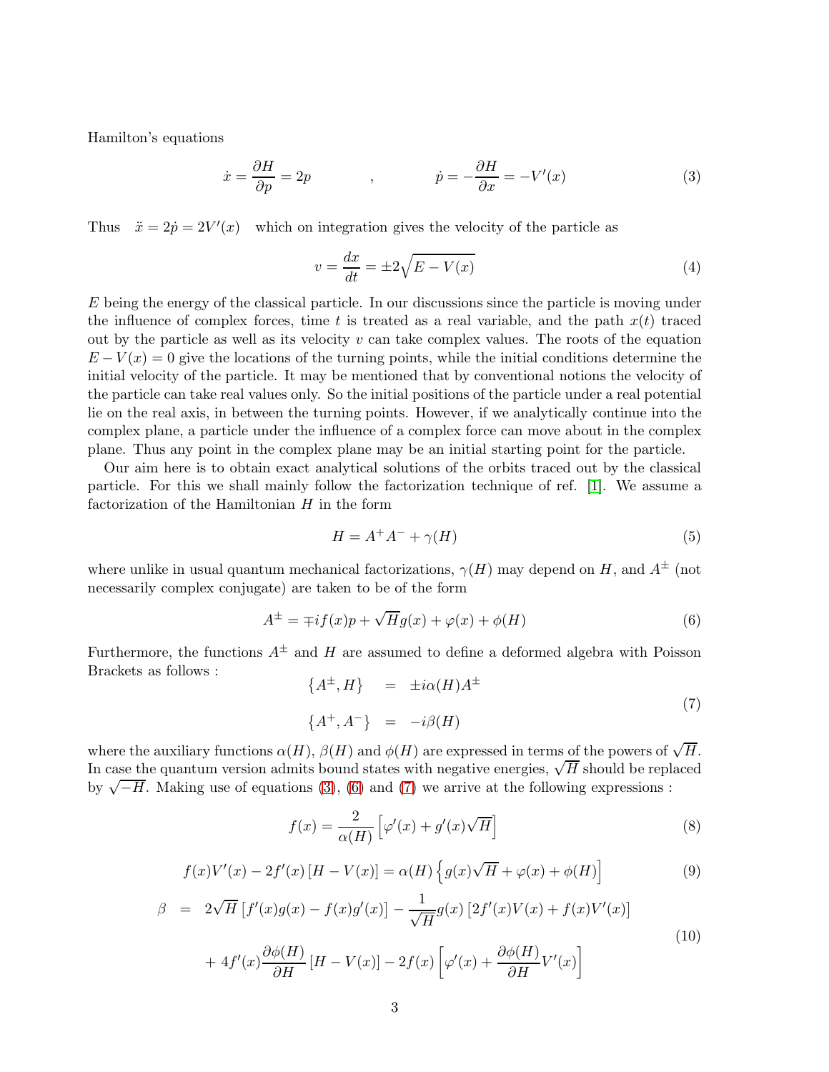Hamilton's equations

$$\dot{x} = \frac{\partial H}{\partial p} = 2p \qquad , \qquad \dot{p} = -\frac{\partial H}{\partial x} = -V'(x) \tag{3}$$

Thus $\ddot{x} = 2\dot{p} = 2V'(x)$ which on integration gives the velocity of the particle as

$$v = \frac{dx}{dt} = \pm 2\sqrt{E - V(x)} \tag{4}$$

$E$ being the energy of the classical particle. In our discussions since the particle is moving under the influence of complex forces, time $t$ is treated as a real variable, and the path $x(t)$ traced out by the particle as well as its velocity $v$ can take complex values. The roots of the equation $E - V(x) = 0$ give the locations of the turning points, while the initial conditions determine the initial velocity of the particle. It may be mentioned that by conventional notions the velocity of the particle can take real values only. So the initial positions of the particle under a real potential lie on the real axis, in between the turning points. However, if we analytically continue into the complex plane, a particle under the influence of a complex force can move about in the complex plane. Thus any point in the complex plane may be an initial starting point for the particle.

Our aim here is to obtain exact analytical solutions of the orbits traced out by the classical particle. For this we shall mainly follow the factorization technique of ref. [1]. We assume a factorization of the Hamiltonian $H$ in the form

$$H = A^+A^- + \gamma(H) \tag{5}$$

where unlike in usual quantum mechanical factorizations, $\gamma(H)$ may depend on $H$, and $A^\pm$ (not necessarily complex conjugate) are taken to be of the form

$$A^\pm = \mp i f(x) p + \sqrt{H} g(x) + \varphi(x) + \phi(H) \tag{6}$$

Furthermore, the functions $A^\pm$ and $H$ are assumed to define a deformed algebra with Poisson Brackets as follows :

$$\begin{aligned} \{A^\pm, H\} &= \pm i\alpha(H) A^\pm \\ \{A^+, A^-\} &= -i\beta(H) \end{aligned} \tag{7}$$

where the auxiliary functions $\alpha(H)$, $\beta(H)$ and $\phi(H)$ are expressed in terms of the powers of $\sqrt{H}$. In case the quantum version admits bound states with negative energies, $\sqrt{H}$ should be replaced by $\sqrt{-H}$. Making use of equations (3), (6) and (7) we arrive at the following expressions :

$$f(x) = \frac{2}{\alpha(H)} \left[\varphi'(x) + g'(x)\sqrt{H}\right] \tag{8}$$

$$f(x)V'(x) - 2f'(x)\left[H - V(x)\right] = \alpha(H)\left\{g(x)\sqrt{H} + \varphi(x) + \phi(H)\right] \tag{9}$$

$$\begin{aligned} \beta &= 2\sqrt{H}\left[f'(x)g(x) - f(x)g'(x)\right] - \frac{1}{\sqrt{H}} g(x)\left[2f'(x)V(x) + f(x)V'(x)\right] \\ &+ 4f'(x)\frac{\partial \phi(H)}{\partial H}\left[H - V(x)\right] - 2f(x)\left[\varphi'(x) + \frac{\partial \phi(H)}{\partial H} V'(x)\right] \end{aligned} \tag{10}$$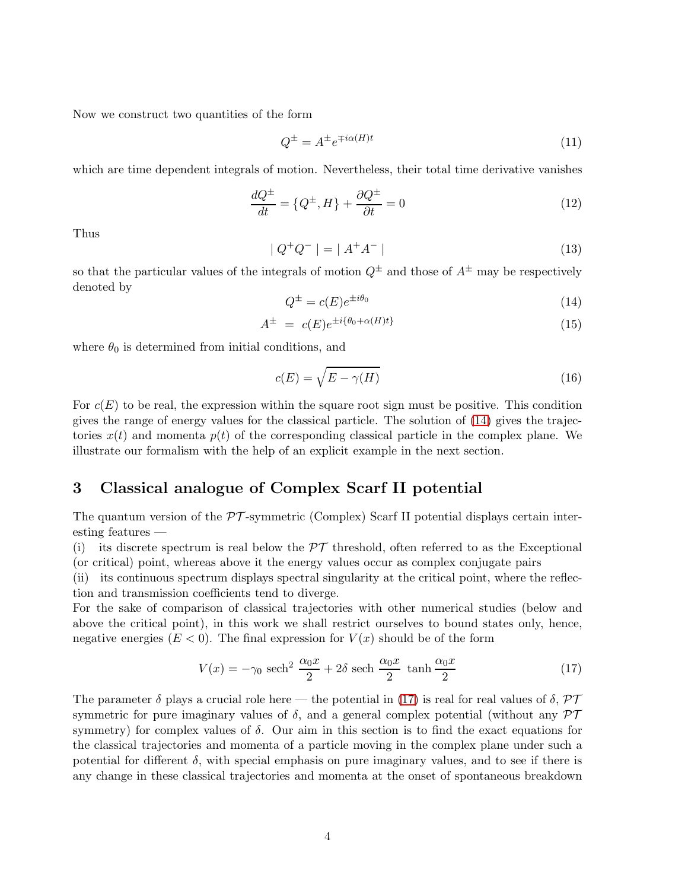Now we construct two quantities of the form

$$Q^{\pm} = A^{\pm} e^{\mp i\alpha(H)t} \tag{11}$$

which are time dependent integrals of motion. Nevertheless, their total time derivative vanishes

$$\frac{dQ^{\pm}}{dt} = \{Q^{\pm}, H\} + \frac{\partial Q^{\pm}}{\partial t} = 0 \tag{12}$$

Thus

$$\mid Q^{+}Q^{-} \mid = \mid A^{+}A^{-} \mid \tag{13}$$

so that the particular values of the integrals of motion $Q^{\pm}$ and those of $A^{\pm}$ may be respectively denoted by

$$Q^{\pm} = c(E)e^{\pm i\theta_0} \tag{14}$$

$$A^{\pm} \;=\; c(E)e^{\pm i\{\theta_0 + \alpha(H)t\}} \tag{15}$$

where $\theta_0$ is determined from initial conditions, and

$$c(E) = \sqrt{E - \gamma(H)} \tag{16}$$

For $c(E)$ to be real, the expression within the square root sign must be positive. This condition gives the range of energy values for the classical particle. The solution of (14) gives the trajectories $x(t)$ and momenta $p(t)$ of the corresponding classical particle in the complex plane. We illustrate our formalism with the help of an explicit example in the next section.

## 3 Classical analogue of Complex Scarf II potential

The quantum version of the $\mathcal{PT}$-symmetric (Complex) Scarf II potential displays certain interesting features —
(i) its discrete spectrum is real below the $\mathcal{PT}$ threshold, often referred to as the Exceptional (or critical) point, whereas above it the energy values occur as complex conjugate pairs
(ii) its continuous spectrum displays spectral singularity at the critical point, where the reflection and transmission coefficients tend to diverge.
For the sake of comparison of classical trajectories with other numerical studies (below and above the critical point), in this work we shall restrict ourselves to bound states only, hence, negative energies ($E < 0$). The final expression for $V(x)$ should be of the form

$$V(x) = -\gamma_0 \ \mathrm{sech}^2 \ \frac{\alpha_0 x}{2} + 2\delta \ \mathrm{sech} \ \frac{\alpha_0 x}{2} \ \tanh \frac{\alpha_0 x}{2} \tag{17}$$

The parameter $\delta$ plays a crucial role here — the potential in (17) is real for real values of $\delta$, $\mathcal{PT}$ symmetric for pure imaginary values of $\delta$, and a general complex potential (without any $\mathcal{PT}$ symmetry) for complex values of $\delta$. Our aim in this section is to find the exact equations for the classical trajectories and momenta of a particle moving in the complex plane under such a potential for different $\delta$, with special emphasis on pure imaginary values, and to see if there is any change in these classical trajectories and momenta at the onset of spontaneous breakdown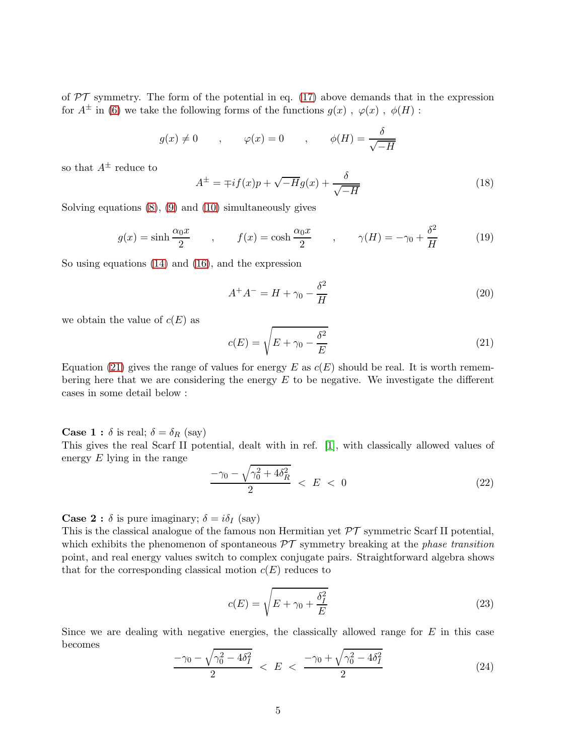of $\mathcal{PT}$ symmetry. The form of the potential in eq. (17) above demands that in the expression for $A^{\pm}$ in (6) we take the following forms of the functions $g(x)$ , $\varphi(x)$ , $\phi(H)$ :

$$g(x) \neq 0 \qquad , \qquad \varphi(x) = 0 \qquad , \qquad \phi(H) = \frac{\delta}{\sqrt{-H}}$$

so that $A^{\pm}$ reduce to

$$A^{\pm} = \mp i f(x) p + \sqrt{-H} g(x) + \frac{\delta}{\sqrt{-H}} \tag{18}$$

Solving equations (8), (9) and (10) simultaneously gives

$$g(x) = \sinh \frac{\alpha_0 x}{2} \qquad , \qquad f(x) = \cosh \frac{\alpha_0 x}{2} \qquad , \qquad \gamma(H) = -\gamma_0 + \frac{\delta^2}{H} \tag{19}$$

So using equations (14) and (16), and the expression

$$A^+ A^- = H + \gamma_0 - \frac{\delta^2}{H} \tag{20}$$

we obtain the value of $c(E)$ as

$$c(E) = \sqrt{E + \gamma_0 - \frac{\delta^2}{E}} \tag{21}$$

Equation (21) gives the range of values for energy $E$ as $c(E)$ should be real. It is worth remembering here that we are considering the energy $E$ to be negative. We investigate the different cases in some detail below :

**Case 1 :** $\delta$ is real; $\delta = \delta_R$ (say)
This gives the real Scarf II potential, dealt with in ref. [1], with classically allowed values of energy $E$ lying in the range

$$\frac{-\gamma_0 - \sqrt{\gamma_0^2 + 4\delta_R^2}}{2} \; < \; E \; < \; 0 \tag{22}$$

**Case 2 :** $\delta$ is pure imaginary; $\delta = i\delta_I$ (say)
This is the classical analogue of the famous non Hermitian yet $\mathcal{PT}$ symmetric Scarf II potential, which exhibits the phenomenon of spontaneous $\mathcal{PT}$ symmetry breaking at the *phase transition* point, and real energy values switch to complex conjugate pairs. Straightforward algebra shows that for the corresponding classical motion $c(E)$ reduces to

$$c(E) = \sqrt{E + \gamma_0 + \frac{\delta_I^2}{E}} \tag{23}$$

Since we are dealing with negative energies, the classically allowed range for $E$ in this case becomes

$$\frac{-\gamma_0 - \sqrt{\gamma_0^2 - 4\delta_I^2}}{2} \; < \; E \; < \; \frac{-\gamma_0 + \sqrt{\gamma_0^2 - 4\delta_I^2}}{2} \tag{24}$$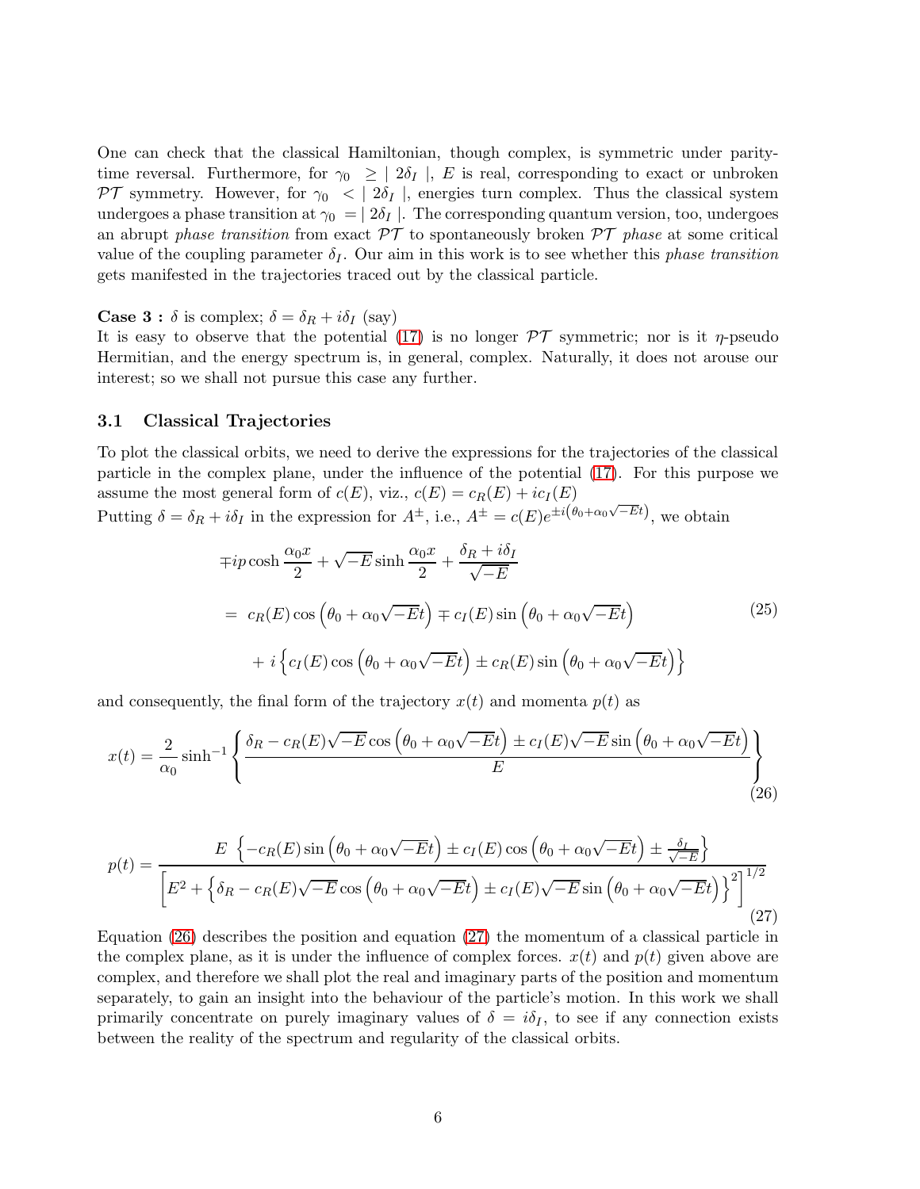One can check that the classical Hamiltonian, though complex, is symmetric under parity-time reversal. Furthermore, for $\gamma_0 \ \geq \mid 2\delta_I \mid$, $E$ is real, corresponding to exact or unbroken $\mathcal{PT}$ symmetry. However, for $\gamma_0 \ < \mid 2\delta_I \mid$, energies turn complex. Thus the classical system undergoes a phase transition at $\gamma_0 \ = \mid 2\delta_I \mid$. The corresponding quantum version, too, undergoes an abrupt *phase transition* from exact $\mathcal{PT}$ to spontaneously broken $\mathcal{PT}$ *phase* at some critical value of the coupling parameter $\delta_I$. Our aim in this work is to see whether this *phase transition* gets manifested in the trajectories traced out by the classical particle.

**Case 3 :** $\delta$ is complex; $\delta = \delta_R + i\delta_I$ (say)
It is easy to observe that the potential (17) is no longer $\mathcal{PT}$ symmetric; nor is it $\eta$-pseudo Hermitian, and the energy spectrum is, in general, complex. Naturally, it does not arouse our interest; so we shall not pursue this case any further.

### 3.1 Classical Trajectories

To plot the classical orbits, we need to derive the expressions for the trajectories of the classical particle in the complex plane, under the influence of the potential (17). For this purpose we assume the most general form of $c(E)$, viz., $c(E) = c_R(E) + ic_I(E)$
Putting $\delta = \delta_R + i\delta_I$ in the expression for $A^{\pm}$, i.e., $A^{\pm} = c(E)e^{\pm i\left(\theta_0 + \alpha_0\sqrt{-E}t\right)}$, we obtain

$$
\begin{aligned}
&\mp ip\cosh\frac{\alpha_0 x}{2} + \sqrt{-E}\sinh\frac{\alpha_0 x}{2} + \frac{\delta_R + i\delta_I}{\sqrt{-E}} \\
&= \ c_R(E)\cos\left(\theta_0 + \alpha_0\sqrt{-E}t\right) \mp c_I(E)\sin\left(\theta_0 + \alpha_0\sqrt{-E}t\right) \\
&\quad + \ i\left\{c_I(E)\cos\left(\theta_0 + \alpha_0\sqrt{-E}t\right) \pm c_R(E)\sin\left(\theta_0 + \alpha_0\sqrt{-E}t\right)\right\}
\end{aligned}
\tag{25}
$$

and consequently, the final form of the trajectory $x(t)$ and momenta $p(t)$ as

$$
x(t) = \frac{2}{\alpha_0}\sinh^{-1}\left\{\frac{\delta_R - c_R(E)\sqrt{-E}\cos\left(\theta_0 + \alpha_0\sqrt{-E}t\right) \pm c_I(E)\sqrt{-E}\sin\left(\theta_0 + \alpha_0\sqrt{-E}t\right)}{E}\right\}
\tag{26}
$$

$$
p(t) = \frac{E\ \left\{-c_R(E)\sin\left(\theta_0 + \alpha_0\sqrt{-E}t\right) \pm c_I(E)\cos\left(\theta_0 + \alpha_0\sqrt{-E}t\right) \pm \frac{\delta_I}{\sqrt{-E}}\right\}}{\left[E^2 + \left\{\delta_R - c_R(E)\sqrt{-E}\cos\left(\theta_0 + \alpha_0\sqrt{-E}t\right) \pm c_I(E)\sqrt{-E}\sin\left(\theta_0 + \alpha_0\sqrt{-E}t\right)\right\}^2\right]^{1/2}}
\tag{27}
$$

Equation (26) describes the position and equation (27) the momentum of a classical particle in the complex plane, as it is under the influence of complex forces. $x(t)$ and $p(t)$ given above are complex, and therefore we shall plot the real and imaginary parts of the position and momentum separately, to gain an insight into the behaviour of the particle's motion. In this work we shall primarily concentrate on purely imaginary values of $\delta = i\delta_I$, to see if any connection exists between the reality of the spectrum and regularity of the classical orbits.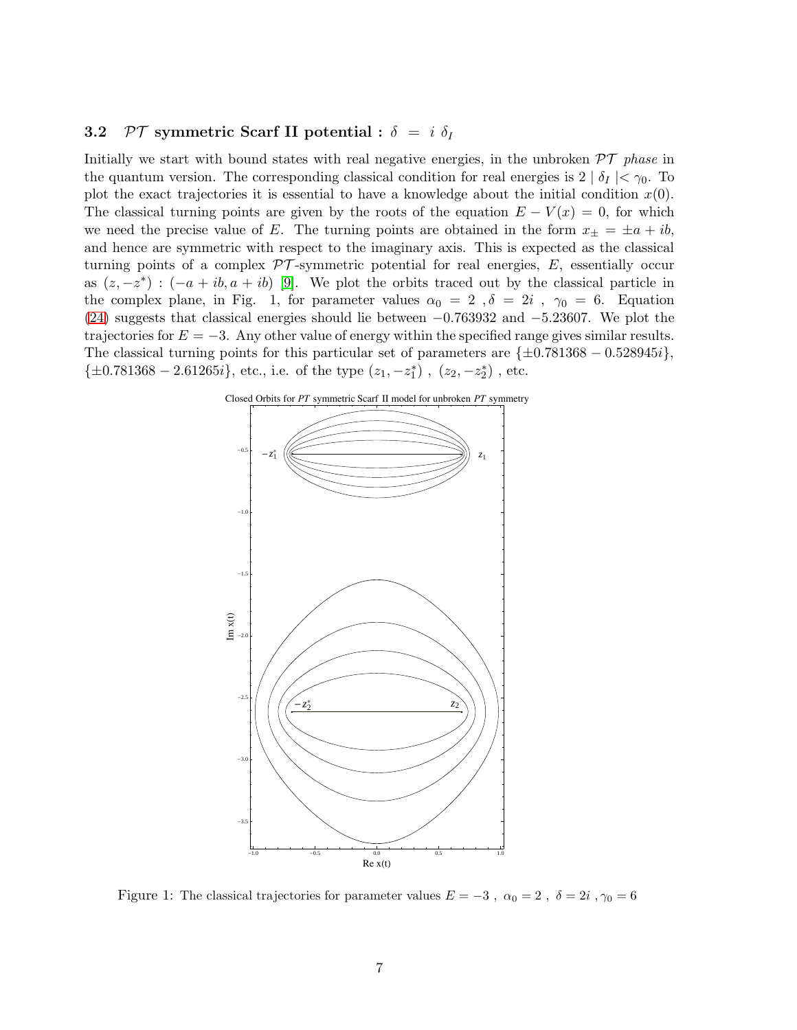### 3.2 $\mathcal{PT}$ symmetric Scarf II potential : $\delta = i\ \delta_I$

Initially we start with bound states with real negative energies, in the unbroken $\mathcal{PT}$ *phase* in the quantum version. The corresponding classical condition for real energies is $2 \mid \delta_I \mid < \gamma_0$. To plot the exact trajectories it is essential to have a knowledge about the initial condition $x(0)$. The classical turning points are given by the roots of the equation $E - V(x) = 0$, for which we need the precise value of $E$. The turning points are obtained in the form $x_\pm = \pm a + ib$, and hence are symmetric with respect to the imaginary axis. This is expected as the classical turning points of a complex $\mathcal{PT}$-symmetric potential for real energies, $E$, essentially occur as $(z, -z^*)$ : $(-a + ib, a + ib)$ [9]. We plot the orbits traced out by the classical particle in the complex plane, in Fig. 1, for parameter values $\alpha_0 = 2$ , $\delta = 2i$ , $\gamma_0 = 6$. Equation (24) suggests that classical energies should lie between $-0.763932$ and $-5.23607$. We plot the trajectories for $E = -3$. Any other value of energy within the specified range gives similar results. The classical turning points for this particular set of parameters are $\{\pm 0.781368 - 0.528945i\}$, $\{\pm 0.781368 - 2.61265i\}$, etc., i.e. of the type $(z_1, -z_1^*)$ , $(z_2, -z_2^*)$ , etc.

Figure 1: The classical trajectories for parameter values $E = -3$ , $\alpha_0 = 2$ , $\delta = 2i$ , $\gamma_0 = 6$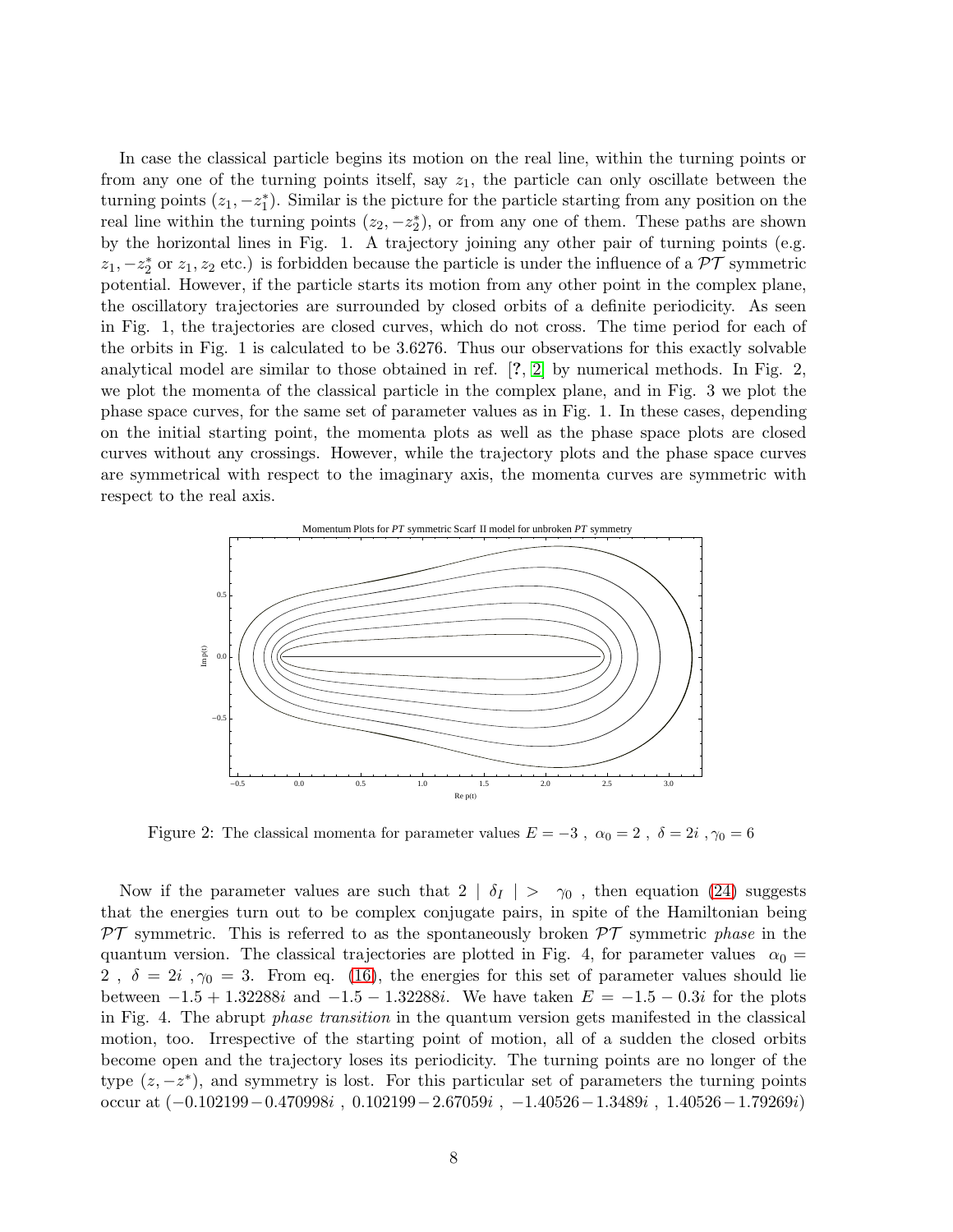In case the classical particle begins its motion on the real line, within the turning points or from any one of the turning points itself, say $z_1$, the particle can only oscillate between the turning points $(z_1, -z_1^*)$. Similar is the picture for the particle starting from any position on the real line within the turning points $(z_2, -z_2^*)$, or from any one of them. These paths are shown by the horizontal lines in Fig. 1. A trajectory joining any other pair of turning points (e.g. $z_1, -z_2^*$ or $z_1, z_2$ etc.) is forbidden because the particle is under the influence of a $\mathcal{PT}$ symmetric potential. However, if the particle starts its motion from any other point in the complex plane, the oscillatory trajectories are surrounded by closed orbits of a definite periodicity. As seen in Fig. 1, the trajectories are closed curves, which do not cross. The time period for each of the orbits in Fig. 1 is calculated to be 3.6276. Thus our observations for this exactly solvable analytical model are similar to those obtained in ref. [?, 2] by numerical methods. In Fig. 2, we plot the momenta of the classical particle in the complex plane, and in Fig. 3 we plot the phase space curves, for the same set of parameter values as in Fig. 1. In these cases, depending on the initial starting point, the momenta plots as well as the phase space plots are closed curves without any crossings. However, while the trajectory plots and the phase space curves are symmetrical with respect to the imaginary axis, the momenta curves are symmetric with respect to the real axis.

Figure 2: The classical momenta for parameter values $E = -3$ , $\alpha_0 = 2$ , $\delta = 2i$ , $\gamma_0 = 6$

Now if the parameter values are such that $2 \mid \delta_I \mid > \gamma_0$ , then equation (24) suggests that the energies turn out to be complex conjugate pairs, in spite of the Hamiltonian being $\mathcal{PT}$ symmetric. This is referred to as the spontaneously broken $\mathcal{PT}$ symmetric *phase* in the quantum version. The classical trajectories are plotted in Fig. 4, for parameter values $\alpha_0 = 2$ , $\delta = 2i$ , $\gamma_0 = 3$. From eq. (16), the energies for this set of parameter values should lie between $-1.5 + 1.32288i$ and $-1.5 - 1.32288i$. We have taken $E = -1.5 - 0.3i$ for the plots in Fig. 4. The abrupt *phase transition* in the quantum version gets manifested in the classical motion, too. Irrespective of the starting point of motion, all of a sudden the closed orbits become open and the trajectory loses its periodicity. The turning points are no longer of the type $(z, -z^*)$, and symmetry is lost. For this particular set of parameters the turning points occur at $(-0.102199 - 0.470998i$ , $0.102199 - 2.67059i$ , $-1.40526 - 1.3489i$ , $1.40526 - 1.79269i)$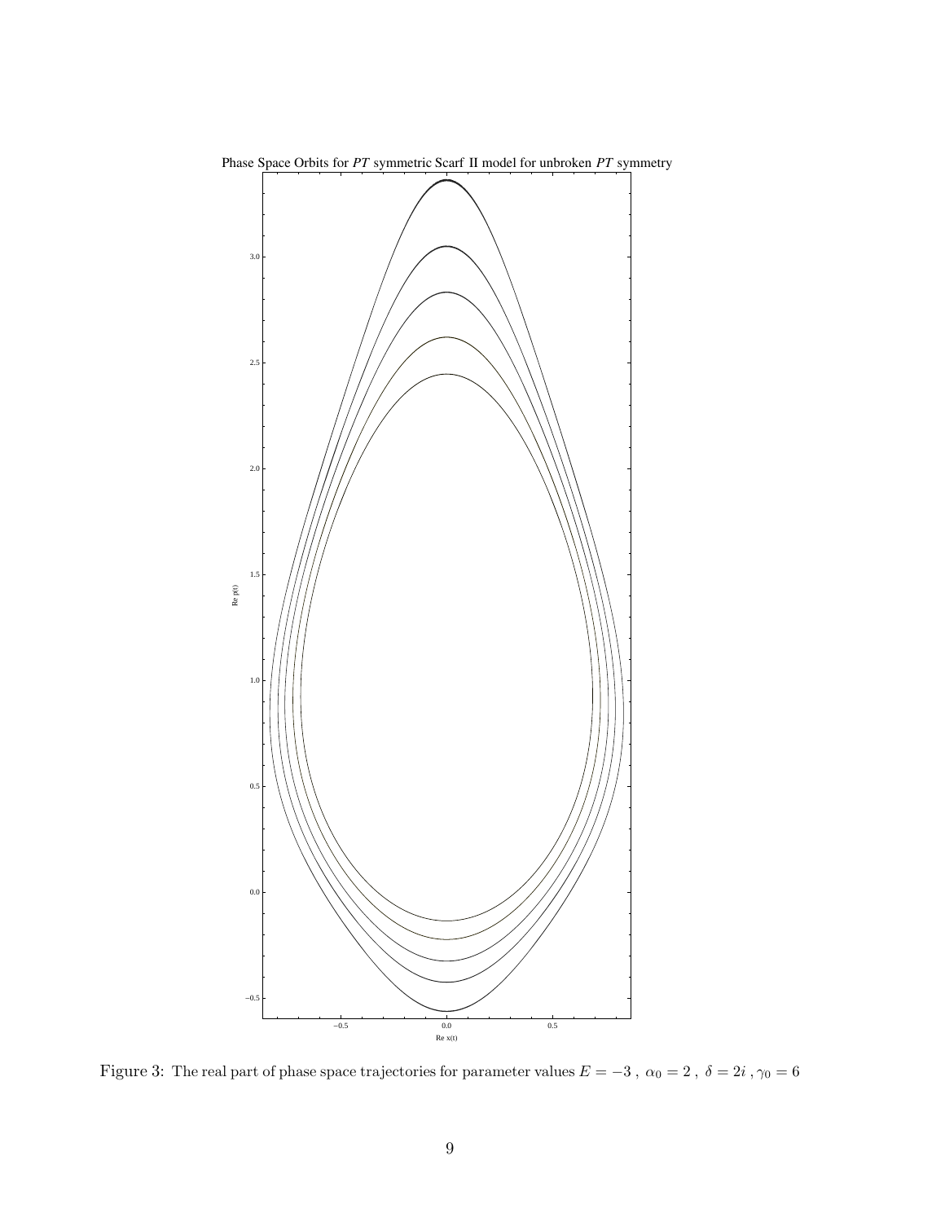Figure 3: The real part of phase space trajectories for parameter values $E = -3$ , $\alpha_0 = 2$ , $\delta = 2i$ , $\gamma_0 = 6$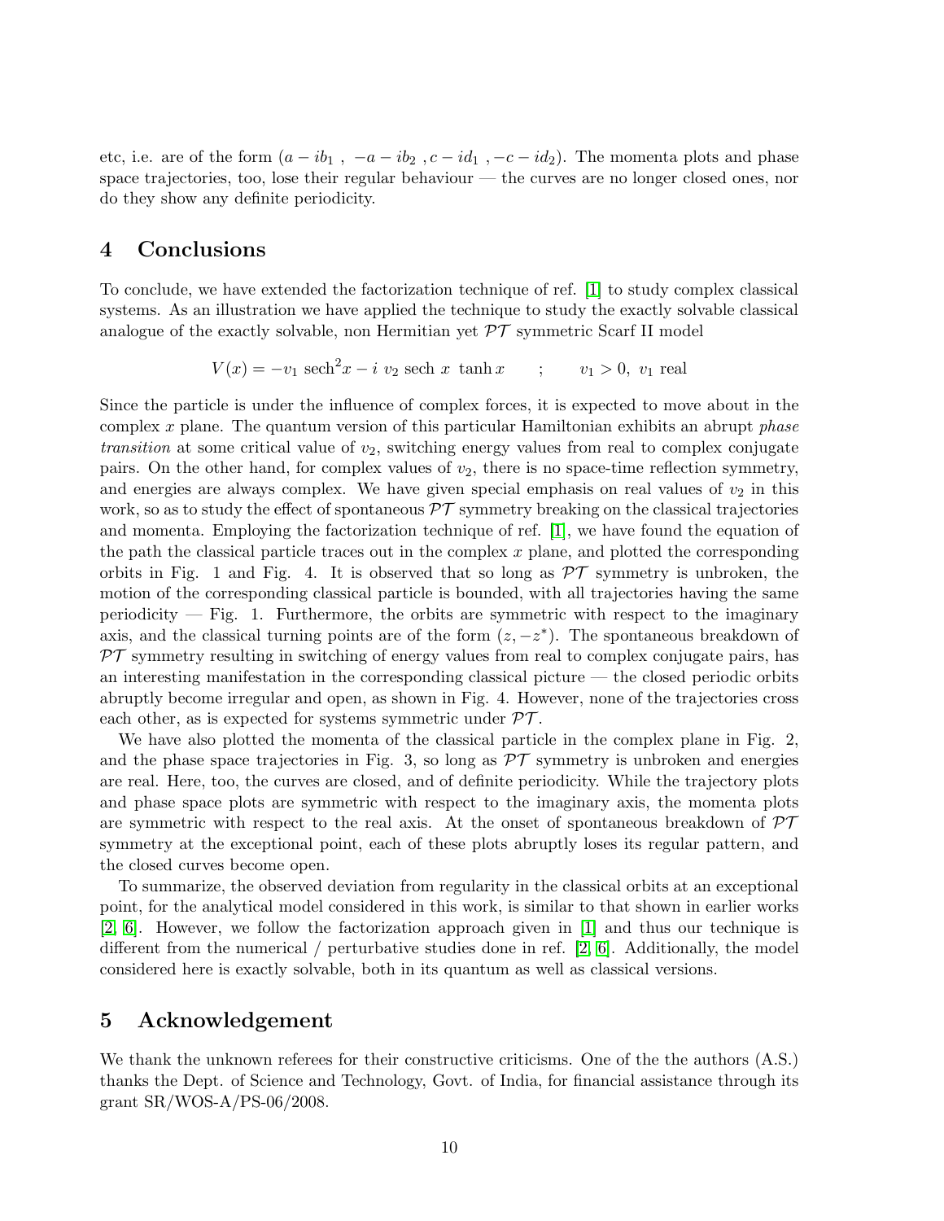etc, i.e. are of the form $(a - ib_1\ ,\ -a - ib_2\ , c - id_1\ , -c - id_2)$. The momenta plots and phase space trajectories, too, lose their regular behaviour — the curves are no longer closed ones, nor do they show any definite periodicity.

## 4 Conclusions

To conclude, we have extended the factorization technique of ref. [1] to study complex classical systems. As an illustration we have applied the technique to study the exactly solvable classical analogue of the exactly solvable, non Hermitian yet $\mathcal{PT}$ symmetric Scarf II model

$$V(x) = -v_1\ \mathrm{sech}^2 x - i\ v_2\ \mathrm{sech}\ x\ \tanh x \qquad ; \qquad v_1 > 0,\ v_1 \text{ real}$$

Since the particle is under the influence of complex forces, it is expected to move about in the complex $x$ plane. The quantum version of this particular Hamiltonian exhibits an abrupt *phase transition* at some critical value of $v_2$, switching energy values from real to complex conjugate pairs. On the other hand, for complex values of $v_2$, there is no space-time reflection symmetry, and energies are always complex. We have given special emphasis on real values of $v_2$ in this work, so as to study the effect of spontaneous $\mathcal{PT}$ symmetry breaking on the classical trajectories and momenta. Employing the factorization technique of ref. [1], we have found the equation of the path the classical particle traces out in the complex $x$ plane, and plotted the corresponding orbits in Fig. 1 and Fig. 4. It is observed that so long as $\mathcal{PT}$ symmetry is unbroken, the motion of the corresponding classical particle is bounded, with all trajectories having the same periodicity — Fig. 1. Furthermore, the orbits are symmetric with respect to the imaginary axis, and the classical turning points are of the form $(z, -z^*)$. The spontaneous breakdown of $\mathcal{PT}$ symmetry resulting in switching of energy values from real to complex conjugate pairs, has an interesting manifestation in the corresponding classical picture — the closed periodic orbits abruptly become irregular and open, as shown in Fig. 4. However, none of the trajectories cross each other, as is expected for systems symmetric under $\mathcal{PT}$.

We have also plotted the momenta of the classical particle in the complex plane in Fig. 2, and the phase space trajectories in Fig. 3, so long as $\mathcal{PT}$ symmetry is unbroken and energies are real. Here, too, the curves are closed, and of definite periodicity. While the trajectory plots and phase space plots are symmetric with respect to the imaginary axis, the momenta plots are symmetric with respect to the real axis. At the onset of spontaneous breakdown of $\mathcal{PT}$ symmetry at the exceptional point, each of these plots abruptly loses its regular pattern, and the closed curves become open.

To summarize, the observed deviation from regularity in the classical orbits at an exceptional point, for the analytical model considered in this work, is similar to that shown in earlier works [2, 6]. However, we follow the factorization approach given in [1] and thus our technique is different from the numerical / perturbative studies done in ref. [2, 6]. Additionally, the model considered here is exactly solvable, both in its quantum as well as classical versions.

## 5 Acknowledgement

We thank the unknown referees for their constructive criticisms. One of the the authors (A.S.) thanks the Dept. of Science and Technology, Govt. of India, for financial assistance through its grant SR/WOS-A/PS-06/2008.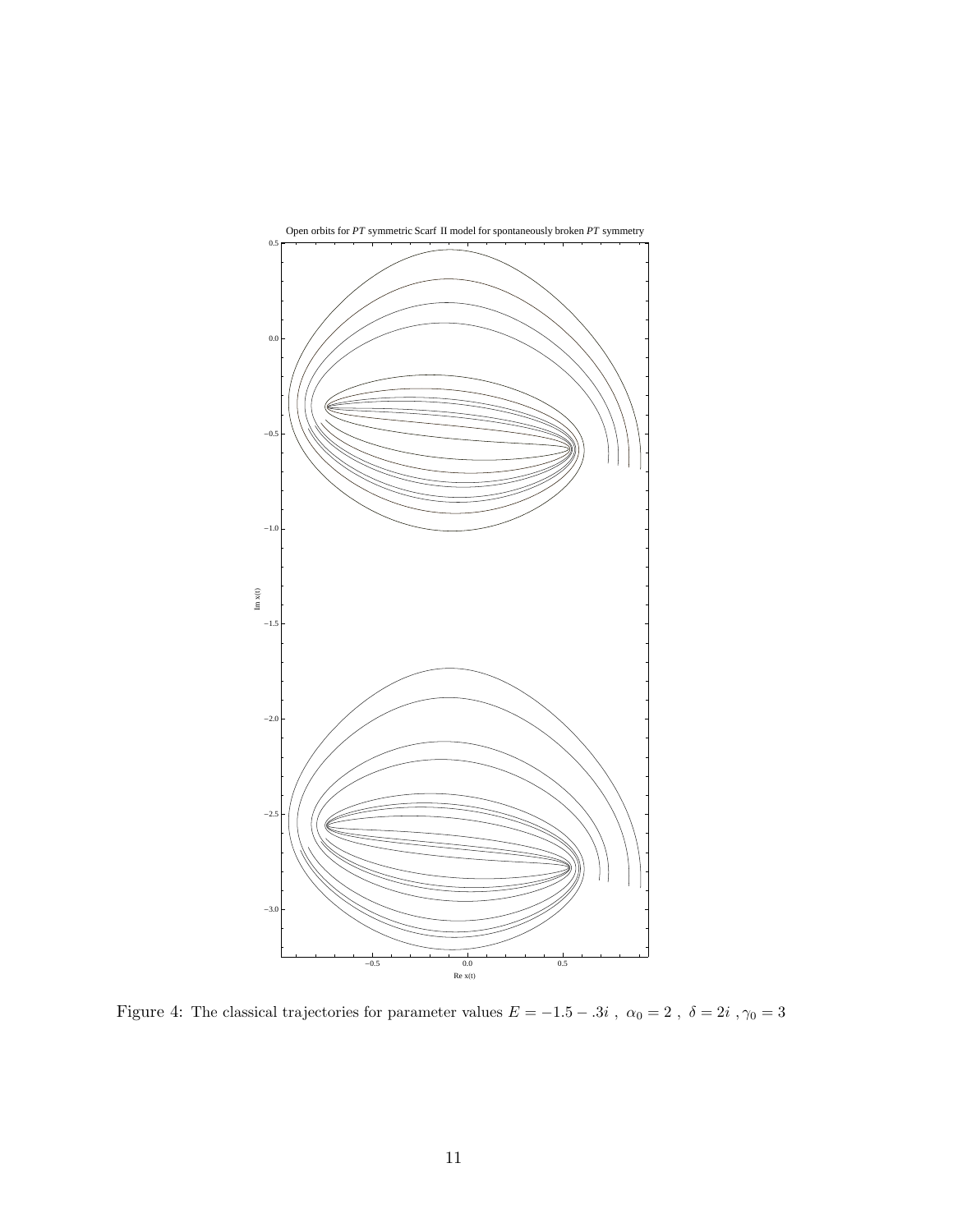Figure 4: The classical trajectories for parameter values $E = -1.5 - .3i$ , $\alpha_0 = 2$ , $\delta = 2i$ , $\gamma_0 = 3$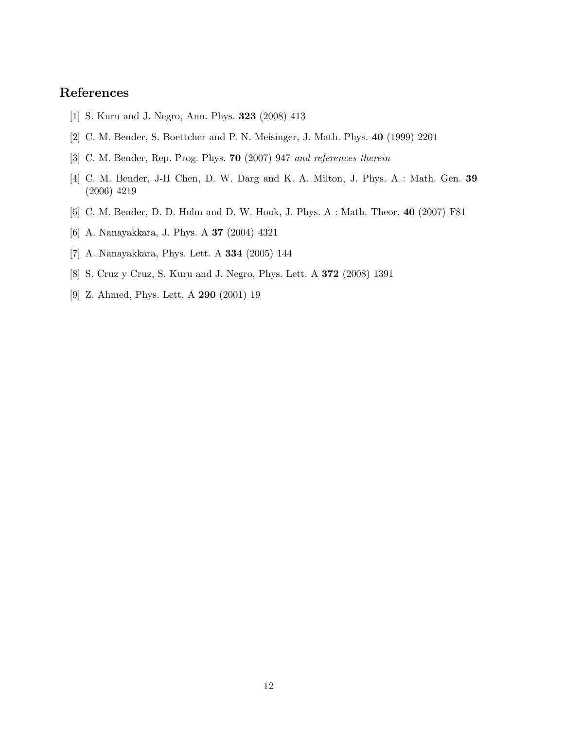## References

[1] S. Kuru and J. Negro, Ann. Phys. **323** (2008) 413

[2] C. M. Bender, S. Boettcher and P. N. Meisinger, J. Math. Phys. **40** (1999) 2201

[3] C. M. Bender, Rep. Prog. Phys. **70** (2007) 947 *and references therein*

[4] C. M. Bender, J-H Chen, D. W. Darg and K. A. Milton, J. Phys. A : Math. Gen. **39** (2006) 4219

[5] C. M. Bender, D. D. Holm and D. W. Hook, J. Phys. A : Math. Theor. **40** (2007) F81

[6] A. Nanayakkara, J. Phys. A **37** (2004) 4321

[7] A. Nanayakkara, Phys. Lett. A **334** (2005) 144

[8] S. Cruz y Cruz, S. Kuru and J. Negro, Phys. Lett. A **372** (2008) 1391

[9] Z. Ahmed, Phys. Lett. A **290** (2001) 19